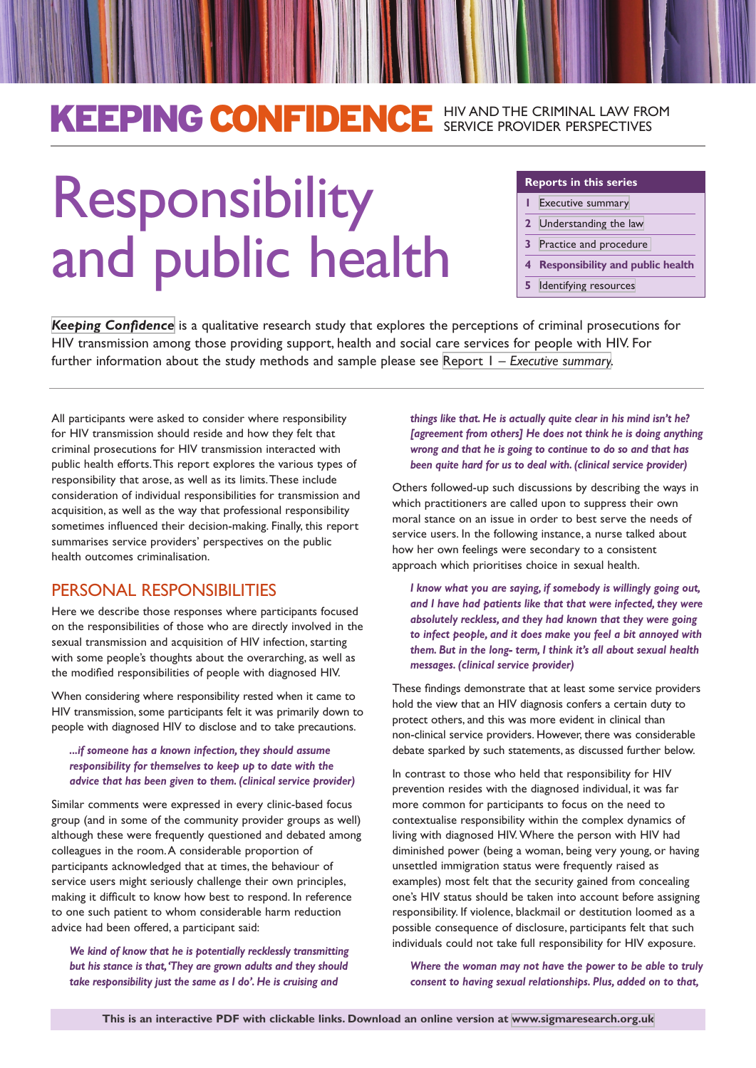**KEEPING CONFIDENCE** HIV AND THE CRIMINAL LAW FROM SERVICE PROVIDER PERSPECTIVES

# Responsibility and public health

**Reports in this series**

1. Executive summary
2. Understanding the law
3. Practice and procedure
4. **Responsibility and public health**
5. Identifying resources

***Keeping Confidence*** is a qualitative research study that explores the perceptions of criminal prosecutions for HIV transmission among those providing support, health and social care services for people with HIV. For further information about the study methods and sample please see Report 1 – *Executive summary*.

All participants were asked to consider where responsibility for HIV transmission should reside and how they felt that criminal prosecutions for HIV transmission interacted with public health efforts. This report explores the various types of responsibility that arose, as well as its limits. These include consideration of individual responsibilities for transmission and acquisition, as well as the way that professional responsibility sometimes influenced their decision-making. Finally, this report summarises service providers' perspectives on the public health outcomes criminalisation.

## PERSONAL RESPONSIBILITIES

Here we describe those responses where participants focused on the responsibilities of those who are directly involved in the sexual transmission and acquisition of HIV infection, starting with some people's thoughts about the overarching, as well as the modified responsibilities of people with diagnosed HIV.

When considering where responsibility rested when it came to HIV transmission, some participants felt it was primarily down to people with diagnosed HIV to disclose and to take precautions.

> ***...if someone has a known infection, they should assume responsibility for themselves to keep up to date with the advice that has been given to them. (clinical service provider)***

Similar comments were expressed in every clinic-based focus group (and in some of the community provider groups as well) although these were frequently questioned and debated among colleagues in the room. A considerable proportion of participants acknowledged that at times, the behaviour of service users might seriously challenge their own principles, making it difficult to know how best to respond. In reference to one such patient to whom considerable harm reduction advice had been offered, a participant said:

> ***We kind of know that he is potentially recklessly transmitting but his stance is that, 'They are grown adults and they should take responsibility just the same as I do'. He is cruising and things like that. He is actually quite clear in his mind isn't he? [agreement from others] He does not think he is doing anything wrong and that he is going to continue to do so and that has been quite hard for us to deal with. (clinical service provider)***

Others followed-up such discussions by describing the ways in which practitioners are called upon to suppress their own moral stance on an issue in order to best serve the needs of service users. In the following instance, a nurse talked about how her own feelings were secondary to a consistent approach which prioritises choice in sexual health.

> ***I know what you are saying, if somebody is willingly going out, and I have had patients like that that were infected, they were absolutely reckless, and they had known that they were going to infect people, and it does make you feel a bit annoyed with them. But in the long- term, I think it's all about sexual health messages. (clinical service provider)***

These findings demonstrate that at least some service providers hold the view that an HIV diagnosis confers a certain duty to protect others, and this was more evident in clinical than non-clinical service providers. However, there was considerable debate sparked by such statements, as discussed further below.

In contrast to those who held that responsibility for HIV prevention resides with the diagnosed individual, it was far more common for participants to focus on the need to contextualise responsibility within the complex dynamics of living with diagnosed HIV. Where the person with HIV had diminished power (being a woman, being very young, or having unsettled immigration status were frequently raised as examples) most felt that the security gained from concealing one's HIV status should be taken into account before assigning responsibility. If violence, blackmail or destitution loomed as a possible consequence of disclosure, participants felt that such individuals could not take full responsibility for HIV exposure.

> ***Where the woman may not have the power to be able to truly consent to having sexual relationships. Plus, added on to that,***

**This is an interactive PDF with clickable links. Download an online version at www.sigmaresearch.org.uk**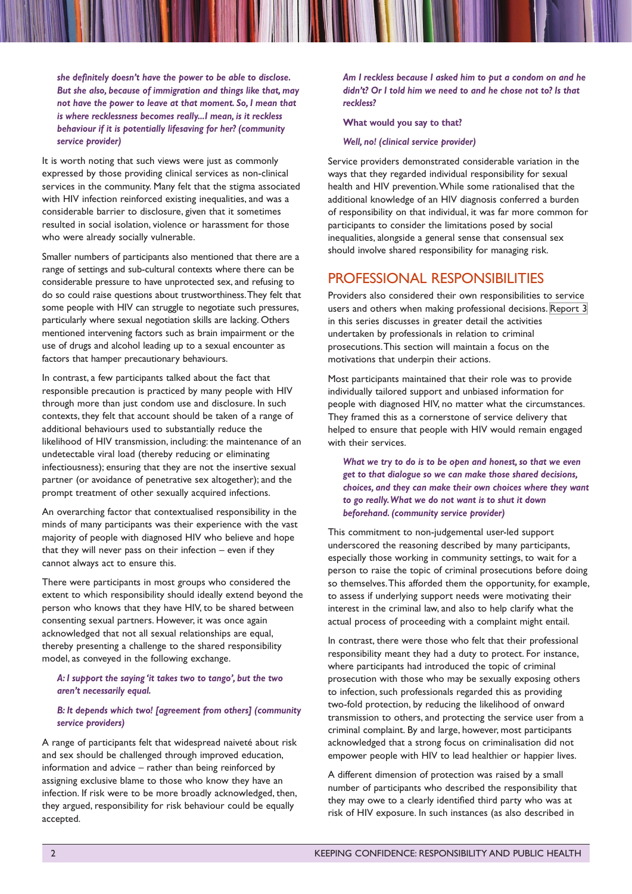*she definitely doesn't have the power to be able to disclose. But she also, because of immigration and things like that, may not have the power to leave at that moment. So, I mean that is where recklessness becomes really...I mean, is it reckless behaviour if it is potentially lifesaving for her? (community service provider)*

It is worth noting that such views were just as commonly expressed by those providing clinical services as non-clinical services in the community. Many felt that the stigma associated with HIV infection reinforced existing inequalities, and was a considerable barrier to disclosure, given that it sometimes resulted in social isolation, violence or harassment for those who were already socially vulnerable.

Smaller numbers of participants also mentioned that there are a range of settings and sub-cultural contexts where there can be considerable pressure to have unprotected sex, and refusing to do so could raise questions about trustworthiness. They felt that some people with HIV can struggle to negotiate such pressures, particularly where sexual negotiation skills are lacking. Others mentioned intervening factors such as brain impairment or the use of drugs and alcohol leading up to a sexual encounter as factors that hamper precautionary behaviours.

In contrast, a few participants talked about the fact that responsible precaution is practiced by many people with HIV through more than just condom use and disclosure. In such contexts, they felt that account should be taken of a range of additional behaviours used to substantially reduce the likelihood of HIV transmission, including: the maintenance of an undetectable viral load (thereby reducing or eliminating infectiousness); ensuring that they are not the insertive sexual partner (or avoidance of penetrative sex altogether); and the prompt treatment of other sexually acquired infections.

An overarching factor that contextualised responsibility in the minds of many participants was their experience with the vast majority of people with diagnosed HIV who believe and hope that they will never pass on their infection – even if they cannot always act to ensure this.

There were participants in most groups who considered the extent to which responsibility should ideally extend beyond the person who knows that they have HIV, to be shared between consenting sexual partners. However, it was once again acknowledged that not all sexual relationships are equal, thereby presenting a challenge to the shared responsibility model, as conveyed in the following exchange.

*A: I support the saying 'it takes two to tango', but the two aren't necessarily equal.*

*B: It depends which two! [agreement from others] (community service providers)*

A range of participants felt that widespread naiveté about risk and sex should be challenged through improved education, information and advice – rather than being reinforced by assigning exclusive blame to those who know they have an infection. If risk were to be more broadly acknowledged, then, they argued, responsibility for risk behaviour could be equally accepted.

*Am I reckless because I asked him to put a condom on and he didn't? Or I told him we need to and he chose not to? Is that reckless?*

**What would you say to that?**

*Well, no! (clinical service provider)*

Service providers demonstrated considerable variation in the ways that they regarded individual responsibility for sexual health and HIV prevention. While some rationalised that the additional knowledge of an HIV diagnosis conferred a burden of responsibility on that individual, it was far more common for participants to consider the limitations posed by social inequalities, alongside a general sense that consensual sex should involve shared responsibility for managing risk.

## PROFESSIONAL RESPONSIBILITIES

Providers also considered their own responsibilities to service users and others when making professional decisions. Report 3 in this series discusses in greater detail the activities undertaken by professionals in relation to criminal prosecutions. This section will maintain a focus on the motivations that underpin their actions.

Most participants maintained that their role was to provide individually tailored support and unbiased information for people with diagnosed HIV, no matter what the circumstances. They framed this as a cornerstone of service delivery that helped to ensure that people with HIV would remain engaged with their services.

*What we try to do is to be open and honest, so that we even get to that dialogue so we can make those shared decisions, choices, and they can make their own choices where they want to go really. What we do not want is to shut it down beforehand. (community service provider)*

This commitment to non-judgemental user-led support underscored the reasoning described by many participants, especially those working in community settings, to wait for a person to raise the topic of criminal prosecutions before doing so themselves. This afforded them the opportunity, for example, to assess if underlying support needs were motivating their interest in the criminal law, and also to help clarify what the actual process of proceeding with a complaint might entail.

In contrast, there were those who felt that their professional responsibility meant they had a duty to protect. For instance, where participants had introduced the topic of criminal prosecution with those who may be sexually exposing others to infection, such professionals regarded this as providing two-fold protection, by reducing the likelihood of onward transmission to others, and protecting the service user from a criminal complaint. By and large, however, most participants acknowledged that a strong focus on criminalisation did not empower people with HIV to lead healthier or happier lives.

A different dimension of protection was raised by a small number of participants who described the responsibility that they may owe to a clearly identified third party who was at risk of HIV exposure. In such instances (as also described in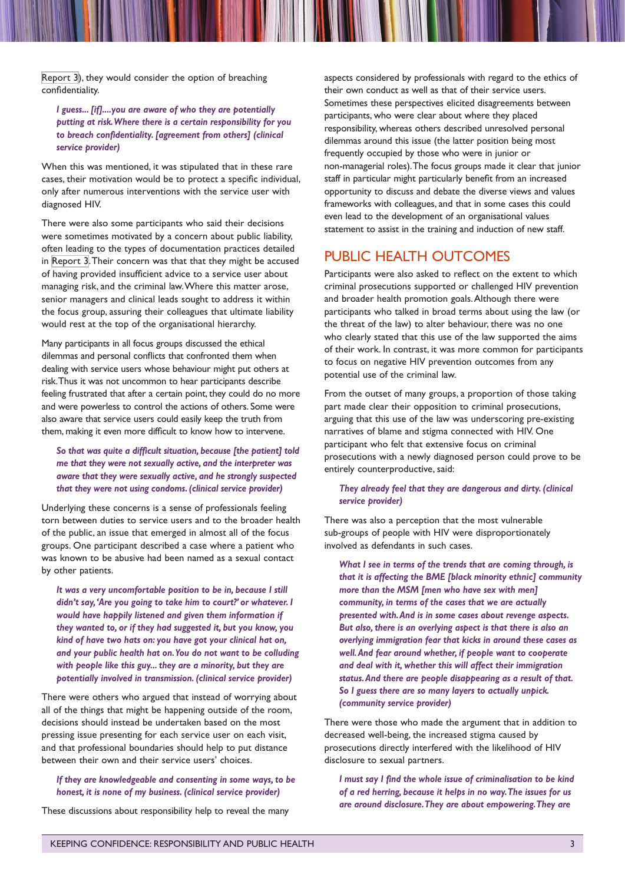Report 3), they would consider the option of breaching confidentiality.

> ***I guess... [if]....you are aware of who they are potentially putting at risk. Where there is a certain responsibility for you to breach confidentiality. [agreement from others] (clinical service provider)***

When this was mentioned, it was stipulated that in these rare cases, their motivation would be to protect a specific individual, only after numerous interventions with the service user with diagnosed HIV.

There were also some participants who said their decisions were sometimes motivated by a concern about public liability, often leading to the types of documentation practices detailed in Report 3. Their concern was that that they might be accused of having provided insufficient advice to a service user about managing risk, and the criminal law. Where this matter arose, senior managers and clinical leads sought to address it within the focus group, assuring their colleagues that ultimate liability would rest at the top of the organisational hierarchy.

Many participants in all focus groups discussed the ethical dilemmas and personal conflicts that confronted them when dealing with service users whose behaviour might put others at risk. Thus it was not uncommon to hear participants describe feeling frustrated that after a certain point, they could do no more and were powerless to control the actions of others. Some were also aware that service users could easily keep the truth from them, making it even more difficult to know how to intervene.

> ***So that was quite a difficult situation, because [the patient] told me that they were not sexually active, and the interpreter was aware that they were sexually active, and he strongly suspected that they were not using condoms. (clinical service provider)***

Underlying these concerns is a sense of professionals feeling torn between duties to service users and to the broader health of the public, an issue that emerged in almost all of the focus groups. One participant described a case where a patient who was known to be abusive had been named as a sexual contact by other patients.

> ***It was a very uncomfortable position to be in, because I still didn't say, 'Are you going to take him to court?' or whatever. I would have happily listened and given them information if they wanted to, or if they had suggested it, but you know, you kind of have two hats on: you have got your clinical hat on, and your public health hat on. You do not want to be colluding with people like this guy... they are a minority, but they are potentially involved in transmission. (clinical service provider)***

There were others who argued that instead of worrying about all of the things that might be happening outside of the room, decisions should instead be undertaken based on the most pressing issue presenting for each service user on each visit, and that professional boundaries should help to put distance between their own and their service users' choices.

> ***If they are knowledgeable and consenting in some ways, to be honest, it is none of my business. (clinical service provider)***

These discussions about responsibility help to reveal the many aspects considered by professionals with regard to the ethics of their own conduct as well as that of their service users. Sometimes these perspectives elicited disagreements between participants, who were clear about where they placed responsibility, whereas others described unresolved personal dilemmas around this issue (the latter position being most frequently occupied by those who were in junior or non-managerial roles). The focus groups made it clear that junior staff in particular might particularly benefit from an increased opportunity to discuss and debate the diverse views and values frameworks with colleagues, and that in some cases this could even lead to the development of an organisational values statement to assist in the training and induction of new staff.

## PUBLIC HEALTH OUTCOMES

Participants were also asked to reflect on the extent to which criminal prosecutions supported or challenged HIV prevention and broader health promotion goals. Although there were participants who talked in broad terms about using the law (or the threat of the law) to alter behaviour, there was no one who clearly stated that this use of the law supported the aims of their work. In contrast, it was more common for participants to focus on negative HIV prevention outcomes from any potential use of the criminal law.

From the outset of many groups, a proportion of those taking part made clear their opposition to criminal prosecutions, arguing that this use of the law was underscoring pre-existing narratives of blame and stigma connected with HIV. One participant who felt that extensive focus on criminal prosecutions with a newly diagnosed person could prove to be entirely counterproductive, said:

> ***They already feel that they are dangerous and dirty. (clinical service provider)***

There was also a perception that the most vulnerable sub-groups of people with HIV were disproportionately involved as defendants in such cases.

> ***What I see in terms of the trends that are coming through, is that it is affecting the BME [black minority ethnic] community more than the MSM [men who have sex with men] community, in terms of the cases that we are actually presented with. And is in some cases about revenge aspects. But also, there is an overlying aspect is that there is also an overlying immigration fear that kicks in around these cases as well. And fear around whether, if people want to cooperate and deal with it, whether this will affect their immigration status. And there are people disappearing as a result of that. So I guess there are so many layers to actually unpick. (community service provider)***

There were those who made the argument that in addition to decreased well-being, the increased stigma caused by prosecutions directly interfered with the likelihood of HIV disclosure to sexual partners.

> ***I must say I find the whole issue of criminalisation to be kind of a red herring, because it helps in no way. The issues for us are around disclosure. They are about empowering. They are***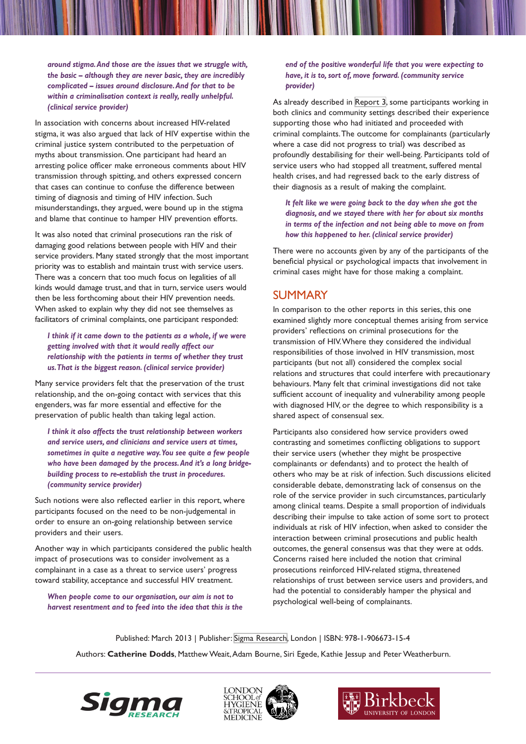*around stigma. And those are the issues that we struggle with, the basic – although they are never basic, they are incredibly complicated – issues around disclosure. And for that to be within a criminalisation context is really, really unhelpful. (clinical service provider)*

In association with concerns about increased HIV-related stigma, it was also argued that lack of HIV expertise within the criminal justice system contributed to the perpetuation of myths about transmission. One participant had heard an arresting police officer make erroneous comments about HIV transmission through spitting, and others expressed concern that cases can continue to confuse the difference between timing of diagnosis and timing of HIV infection. Such misunderstandings, they argued, were bound up in the stigma and blame that continue to hamper HIV prevention efforts.

It was also noted that criminal prosecutions ran the risk of damaging good relations between people with HIV and their service providers. Many stated strongly that the most important priority was to establish and maintain trust with service users. There was a concern that too much focus on legalities of all kinds would damage trust, and that in turn, service users would then be less forthcoming about their HIV prevention needs. When asked to explain why they did not see themselves as facilitators of criminal complaints, one participant responded:

*I think if it came down to the patients as a whole, if we were getting involved with that it would really affect our relationship with the patients in terms of whether they trust us. That is the biggest reason. (clinical service provider)*

Many service providers felt that the preservation of the trust relationship, and the on-going contact with services that this engenders, was far more essential and effective for the preservation of public health than taking legal action.

*I think it also affects the trust relationship between workers and service users, and clinicians and service users at times, sometimes in quite a negative way. You see quite a few people who have been damaged by the process. And it's a long bridge-building process to re-establish the trust in procedures. (community service provider)*

Such notions were also reflected earlier in this report, where participants focused on the need to be non-judgemental in order to ensure an on-going relationship between service providers and their users.

Another way in which participants considered the public health impact of prosecutions was to consider involvement as a complainant in a case as a threat to service users' progress toward stability, acceptance and successful HIV treatment.

*When people come to our organisation, our aim is not to harvest resentment and to feed into the idea that this is the end of the positive wonderful life that you were expecting to have, it is to, sort of, move forward. (community service provider)*

As already described in Report 3, some participants working in both clinics and community settings described their experience supporting those who had initiated and proceeded with criminal complaints. The outcome for complainants (particularly where a case did not progress to trial) was described as profoundly destabilising for their well-being. Participants told of service users who had stopped all treatment, suffered mental health crises, and had regressed back to the early distress of their diagnosis as a result of making the complaint.

*It felt like we were going back to the day when she got the diagnosis, and we stayed there with her for about six months in terms of the infection and not being able to move on from how this happened to her. (clinical service provider)*

There were no accounts given by any of the participants of the beneficial physical or psychological impacts that involvement in criminal cases might have for those making a complaint.

## SUMMARY

In comparison to the other reports in this series, this one examined slightly more conceptual themes arising from service providers' reflections on criminal prosecutions for the transmission of HIV. Where they considered the individual responsibilities of those involved in HIV transmission, most participants (but not all) considered the complex social relations and structures that could interfere with precautionary behaviours. Many felt that criminal investigations did not take sufficient account of inequality and vulnerability among people with diagnosed HIV, or the degree to which responsibility is a shared aspect of consensual sex.

Participants also considered how service providers owed contrasting and sometimes conflicting obligations to support their service users (whether they might be prospective complainants or defendants) and to protect the health of others who may be at risk of infection. Such discussions elicited considerable debate, demonstrating lack of consensus on the role of the service provider in such circumstances, particularly among clinical teams. Despite a small proportion of individuals describing their impulse to take action of some sort to protect individuals at risk of HIV infection, when asked to consider the interaction between criminal prosecutions and public health outcomes, the general consensus was that they were at odds. Concerns raised here included the notion that criminal prosecutions reinforced HIV-related stigma, threatened relationships of trust between service users and providers, and had the potential to considerably hamper the physical and psychological well-being of complainants.

Published: March 2013 | Publisher: Sigma Research, London | ISBN: 978-1-906673-15-4

Authors: **Catherine Dodds**, Matthew Weait, Adam Bourne, Siri Egede, Kathie Jessup and Peter Weatherburn.